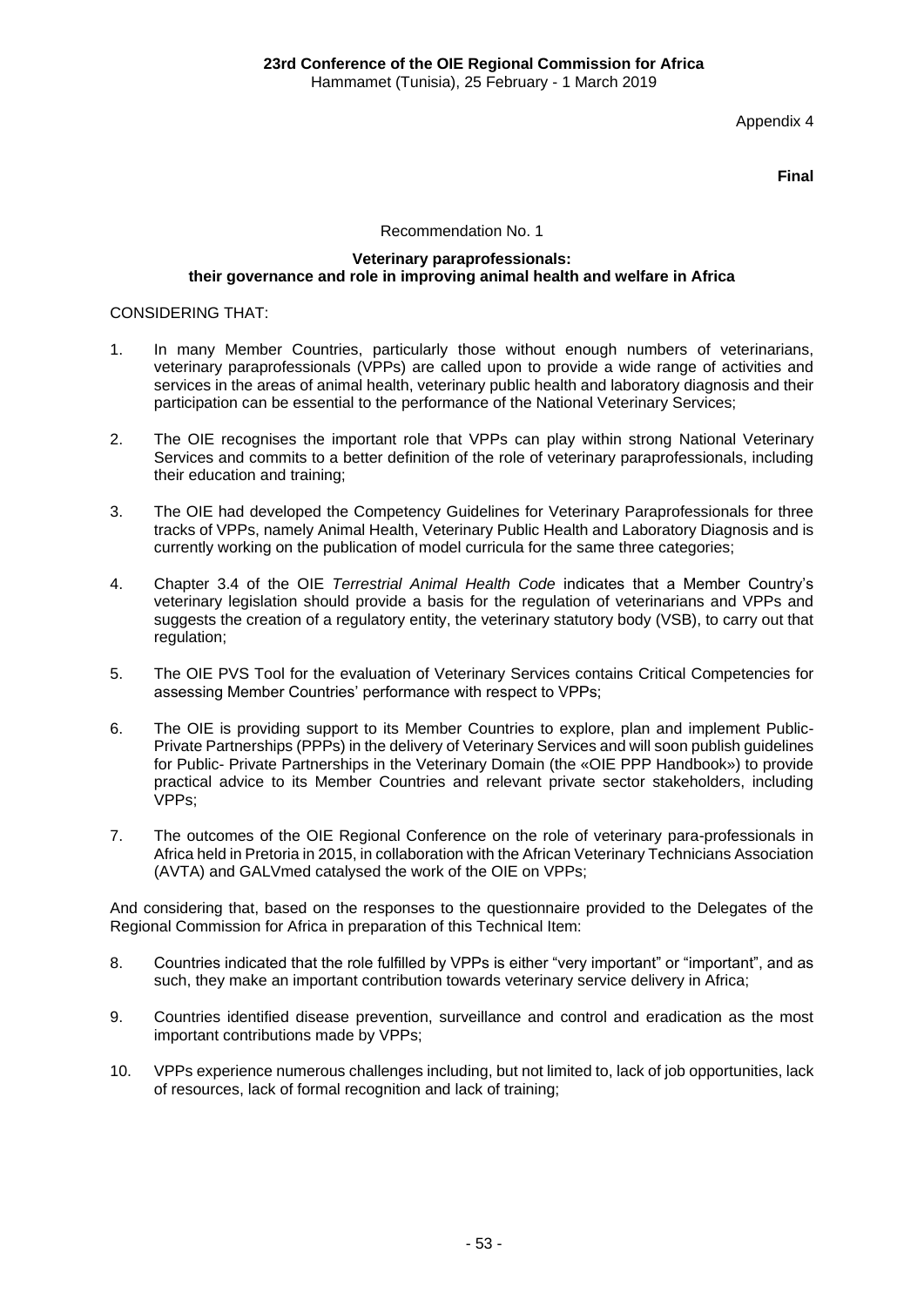**23rd Conference of the OIE Regional Commission for Africa**
Hammamet (Tunisia), 25 February - 1 March 2019

Appendix 4

**Final**

Recommendation No. 1

**Veterinary paraprofessionals: their governance and role in improving animal health and welfare in Africa**

CONSIDERING THAT:

1. In many Member Countries, particularly those without enough numbers of veterinarians, veterinary paraprofessionals (VPPs) are called upon to provide a wide range of activities and services in the areas of animal health, veterinary public health and laboratory diagnosis and their participation can be essential to the performance of the National Veterinary Services;

2. The OIE recognises the important role that VPPs can play within strong National Veterinary Services and commits to a better definition of the role of veterinary paraprofessionals, including their education and training;

3. The OIE had developed the Competency Guidelines for Veterinary Paraprofessionals for three tracks of VPPs, namely Animal Health, Veterinary Public Health and Laboratory Diagnosis and is currently working on the publication of model curricula for the same three categories;

4. Chapter 3.4 of the OIE *Terrestrial Animal Health Code* indicates that a Member Country's veterinary legislation should provide a basis for the regulation of veterinarians and VPPs and suggests the creation of a regulatory entity, the veterinary statutory body (VSB), to carry out that regulation;

5. The OIE PVS Tool for the evaluation of Veterinary Services contains Critical Competencies for assessing Member Countries' performance with respect to VPPs;

6. The OIE is providing support to its Member Countries to explore, plan and implement Public-Private Partnerships (PPPs) in the delivery of Veterinary Services and will soon publish guidelines for Public- Private Partnerships in the Veterinary Domain (the «OIE PPP Handbook») to provide practical advice to its Member Countries and relevant private sector stakeholders, including VPPs;

7. The outcomes of the OIE Regional Conference on the role of veterinary para-professionals in Africa held in Pretoria in 2015, in collaboration with the African Veterinary Technicians Association (AVTA) and GALVmed catalysed the work of the OIE on VPPs;

And considering that, based on the responses to the questionnaire provided to the Delegates of the Regional Commission for Africa in preparation of this Technical Item:

8. Countries indicated that the role fulfilled by VPPs is either "very important" or "important", and as such, they make an important contribution towards veterinary service delivery in Africa;

9. Countries identified disease prevention, surveillance and control and eradication as the most important contributions made by VPPs;

10. VPPs experience numerous challenges including, but not limited to, lack of job opportunities, lack of resources, lack of formal recognition and lack of training;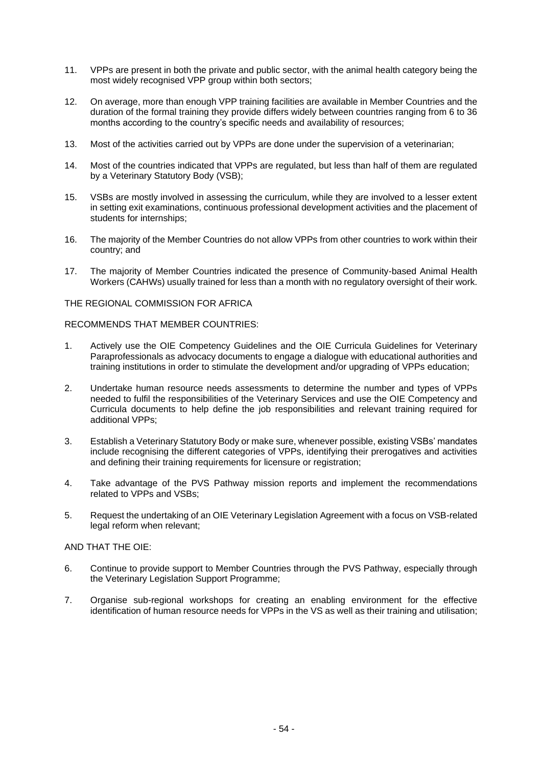11. VPPs are present in both the private and public sector, with the animal health category being the most widely recognised VPP group within both sectors;

12. On average, more than enough VPP training facilities are available in Member Countries and the duration of the formal training they provide differs widely between countries ranging from 6 to 36 months according to the country's specific needs and availability of resources;

13. Most of the activities carried out by VPPs are done under the supervision of a veterinarian;

14. Most of the countries indicated that VPPs are regulated, but less than half of them are regulated by a Veterinary Statutory Body (VSB);

15. VSBs are mostly involved in assessing the curriculum, while they are involved to a lesser extent in setting exit examinations, continuous professional development activities and the placement of students for internships;

16. The majority of the Member Countries do not allow VPPs from other countries to work within their country; and

17. The majority of Member Countries indicated the presence of Community-based Animal Health Workers (CAHWs) usually trained for less than a month with no regulatory oversight of their work.

THE REGIONAL COMMISSION FOR AFRICA

RECOMMENDS THAT MEMBER COUNTRIES:

1. Actively use the OIE Competency Guidelines and the OIE Curricula Guidelines for Veterinary Paraprofessionals as advocacy documents to engage a dialogue with educational authorities and training institutions in order to stimulate the development and/or upgrading of VPPs education;

2. Undertake human resource needs assessments to determine the number and types of VPPs needed to fulfil the responsibilities of the Veterinary Services and use the OIE Competency and Curricula documents to help define the job responsibilities and relevant training required for additional VPPs;

3. Establish a Veterinary Statutory Body or make sure, whenever possible, existing VSBs' mandates include recognising the different categories of VPPs, identifying their prerogatives and activities and defining their training requirements for licensure or registration;

4. Take advantage of the PVS Pathway mission reports and implement the recommendations related to VPPs and VSBs;

5. Request the undertaking of an OIE Veterinary Legislation Agreement with a focus on VSB-related legal reform when relevant;

AND THAT THE OIE:

6. Continue to provide support to Member Countries through the PVS Pathway, especially through the Veterinary Legislation Support Programme;

7. Organise sub-regional workshops for creating an enabling environment for the effective identification of human resource needs for VPPs in the VS as well as their training and utilisation;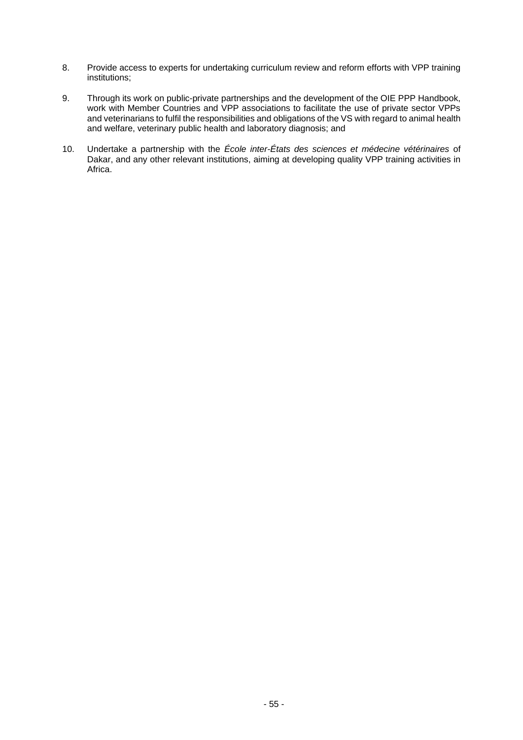8. Provide access to experts for undertaking curriculum review and reform efforts with VPP training institutions;

9. Through its work on public-private partnerships and the development of the OIE PPP Handbook, work with Member Countries and VPP associations to facilitate the use of private sector VPPs and veterinarians to fulfil the responsibilities and obligations of the VS with regard to animal health and welfare, veterinary public health and laboratory diagnosis; and

10. Undertake a partnership with the *École inter-États des sciences et médecine vétérinaires* of Dakar, and any other relevant institutions, aiming at developing quality VPP training activities in Africa.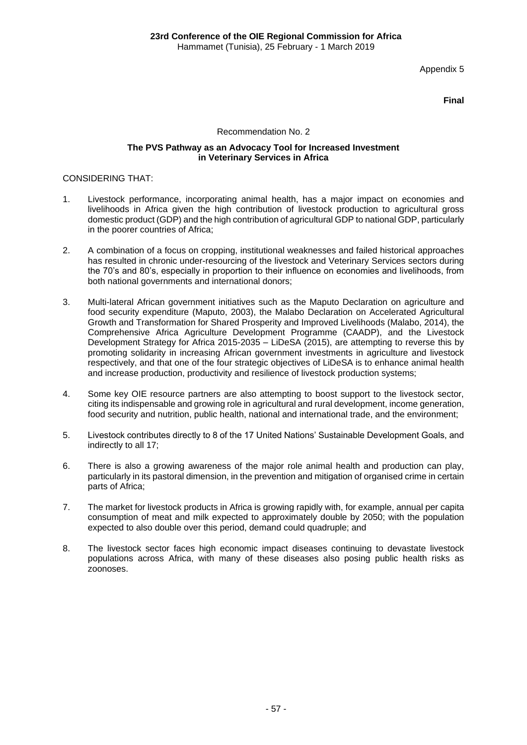Appendix 5

**Final**

Recommendation No. 2

**The PVS Pathway as an Advocacy Tool for Increased Investment in Veterinary Services in Africa**

CONSIDERING THAT:

1. Livestock performance, incorporating animal health, has a major impact on economies and livelihoods in Africa given the high contribution of livestock production to agricultural gross domestic product (GDP) and the high contribution of agricultural GDP to national GDP, particularly in the poorer countries of Africa;

2. A combination of a focus on cropping, institutional weaknesses and failed historical approaches has resulted in chronic under-resourcing of the livestock and Veterinary Services sectors during the 70's and 80's, especially in proportion to their influence on economies and livelihoods, from both national governments and international donors;

3. Multi-lateral African government initiatives such as the Maputo Declaration on agriculture and food security expenditure (Maputo, 2003), the Malabo Declaration on Accelerated Agricultural Growth and Transformation for Shared Prosperity and Improved Livelihoods (Malabo, 2014), the Comprehensive Africa Agriculture Development Programme (CAADP), and the Livestock Development Strategy for Africa 2015-2035 – LiDeSA (2015), are attempting to reverse this by promoting solidarity in increasing African government investments in agriculture and livestock respectively, and that one of the four strategic objectives of LiDeSA is to enhance animal health and increase production, productivity and resilience of livestock production systems;

4. Some key OIE resource partners are also attempting to boost support to the livestock sector, citing its indispensable and growing role in agricultural and rural development, income generation, food security and nutrition, public health, national and international trade, and the environment;

5. Livestock contributes directly to 8 of the 17 United Nations' Sustainable Development Goals, and indirectly to all 17;

6. There is also a growing awareness of the major role animal health and production can play, particularly in its pastoral dimension, in the prevention and mitigation of organised crime in certain parts of Africa;

7. The market for livestock products in Africa is growing rapidly with, for example, annual per capita consumption of meat and milk expected to approximately double by 2050; with the population expected to also double over this period, demand could quadruple; and

8. The livestock sector faces high economic impact diseases continuing to devastate livestock populations across Africa, with many of these diseases also posing public health risks as zoonoses.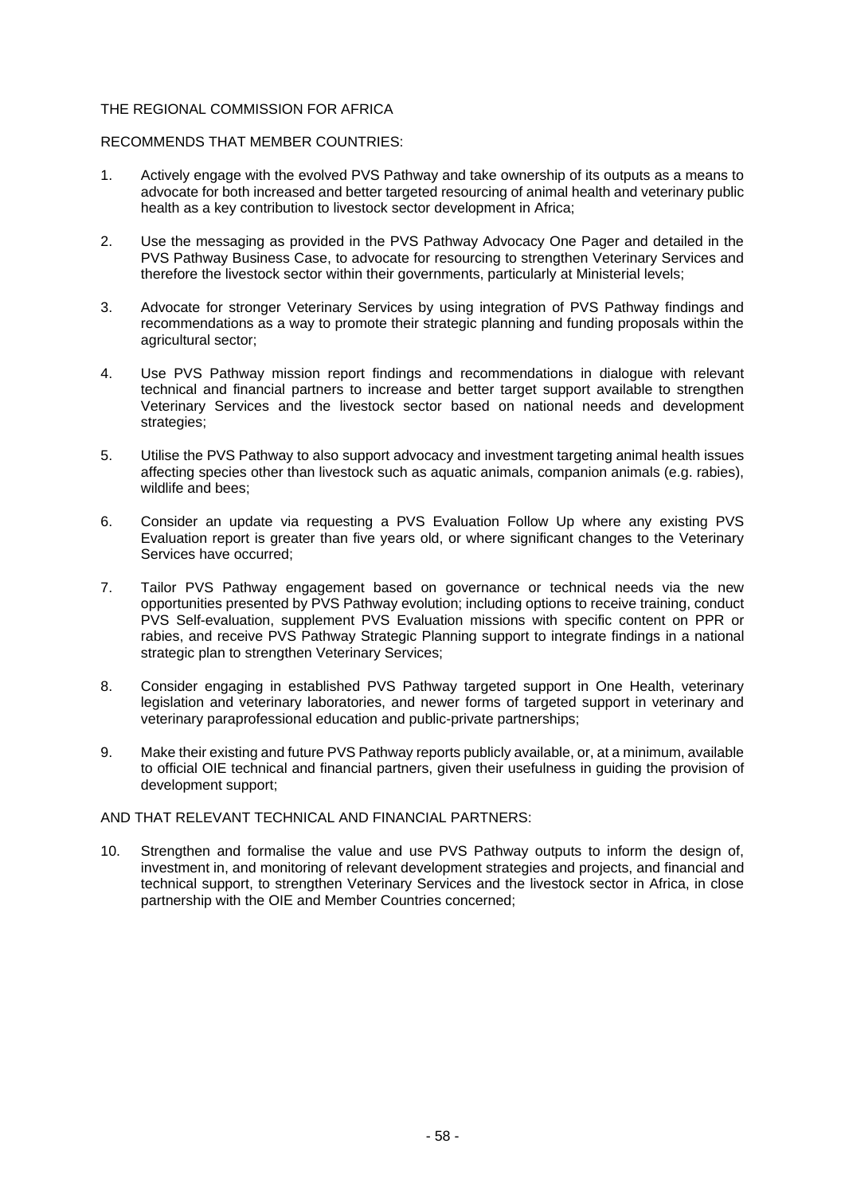THE REGIONAL COMMISSION FOR AFRICA

RECOMMENDS THAT MEMBER COUNTRIES:

1. Actively engage with the evolved PVS Pathway and take ownership of its outputs as a means to advocate for both increased and better targeted resourcing of animal health and veterinary public health as a key contribution to livestock sector development in Africa;

2. Use the messaging as provided in the PVS Pathway Advocacy One Pager and detailed in the PVS Pathway Business Case, to advocate for resourcing to strengthen Veterinary Services and therefore the livestock sector within their governments, particularly at Ministerial levels;

3. Advocate for stronger Veterinary Services by using integration of PVS Pathway findings and recommendations as a way to promote their strategic planning and funding proposals within the agricultural sector;

4. Use PVS Pathway mission report findings and recommendations in dialogue with relevant technical and financial partners to increase and better target support available to strengthen Veterinary Services and the livestock sector based on national needs and development strategies;

5. Utilise the PVS Pathway to also support advocacy and investment targeting animal health issues affecting species other than livestock such as aquatic animals, companion animals (e.g. rabies), wildlife and bees;

6. Consider an update via requesting a PVS Evaluation Follow Up where any existing PVS Evaluation report is greater than five years old, or where significant changes to the Veterinary Services have occurred;

7. Tailor PVS Pathway engagement based on governance or technical needs via the new opportunities presented by PVS Pathway evolution; including options to receive training, conduct PVS Self-evaluation, supplement PVS Evaluation missions with specific content on PPR or rabies, and receive PVS Pathway Strategic Planning support to integrate findings in a national strategic plan to strengthen Veterinary Services;

8. Consider engaging in established PVS Pathway targeted support in One Health, veterinary legislation and veterinary laboratories, and newer forms of targeted support in veterinary and veterinary paraprofessional education and public-private partnerships;

9. Make their existing and future PVS Pathway reports publicly available, or, at a minimum, available to official OIE technical and financial partners, given their usefulness in guiding the provision of development support;

AND THAT RELEVANT TECHNICAL AND FINANCIAL PARTNERS:

10. Strengthen and formalise the value and use PVS Pathway outputs to inform the design of, investment in, and monitoring of relevant development strategies and projects, and financial and technical support, to strengthen Veterinary Services and the livestock sector in Africa, in close partnership with the OIE and Member Countries concerned;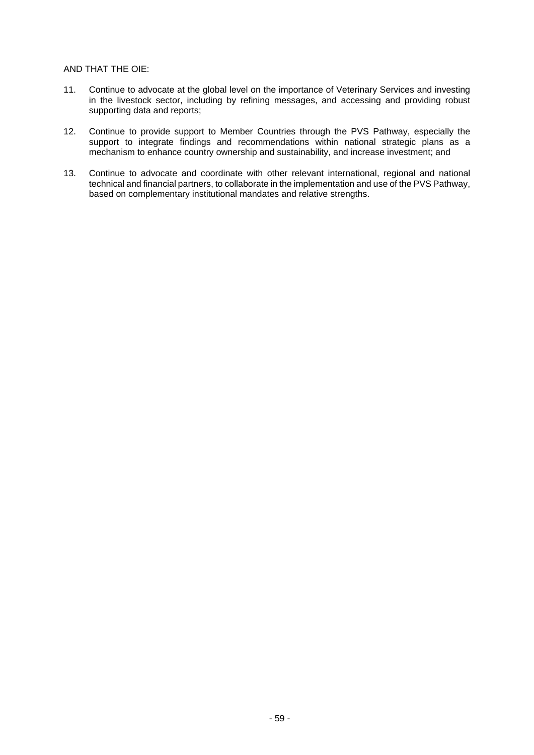AND THAT THE OIE:

11. Continue to advocate at the global level on the importance of Veterinary Services and investing in the livestock sector, including by refining messages, and accessing and providing robust supporting data and reports;

12. Continue to provide support to Member Countries through the PVS Pathway, especially the support to integrate findings and recommendations within national strategic plans as a mechanism to enhance country ownership and sustainability, and increase investment; and

13. Continue to advocate and coordinate with other relevant international, regional and national technical and financial partners, to collaborate in the implementation and use of the PVS Pathway, based on complementary institutional mandates and relative strengths.